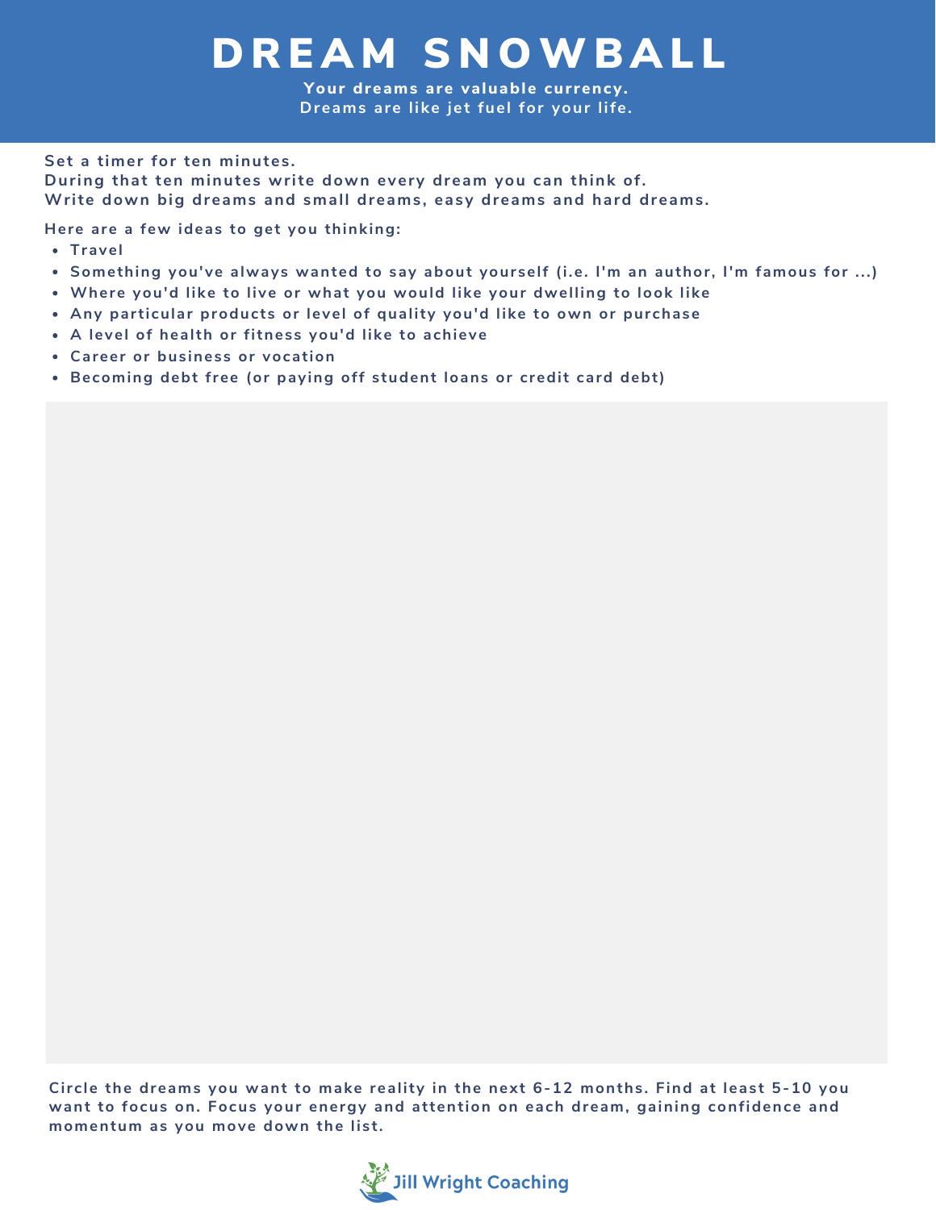# DREAM SNOWBALL

**Your dreams are valuable currency.**
**Dreams are like jet fuel for your life.**

Set a timer for ten minutes.
During that ten minutes write down every dream you can think of.
Write down big dreams and small dreams, easy dreams and hard dreams.

Here are a few ideas to get you thinking:

- Travel
- Something you've always wanted to say about yourself (i.e. I'm an author, I'm famous for ...)
- Where you'd like to live or what you would like your dwelling to look like
- Any particular products or level of quality you'd like to own or purchase
- A level of health or fitness you'd like to achieve
- Career or business or vocation
- Becoming debt free (or paying off student loans or credit card debt)

Circle the dreams you want to make reality in the next 6-12 months. Find at least 5-10 you want to focus on. Focus your energy and attention on each dream, gaining confidence and momentum as you move down the list.

Jill Wright Coaching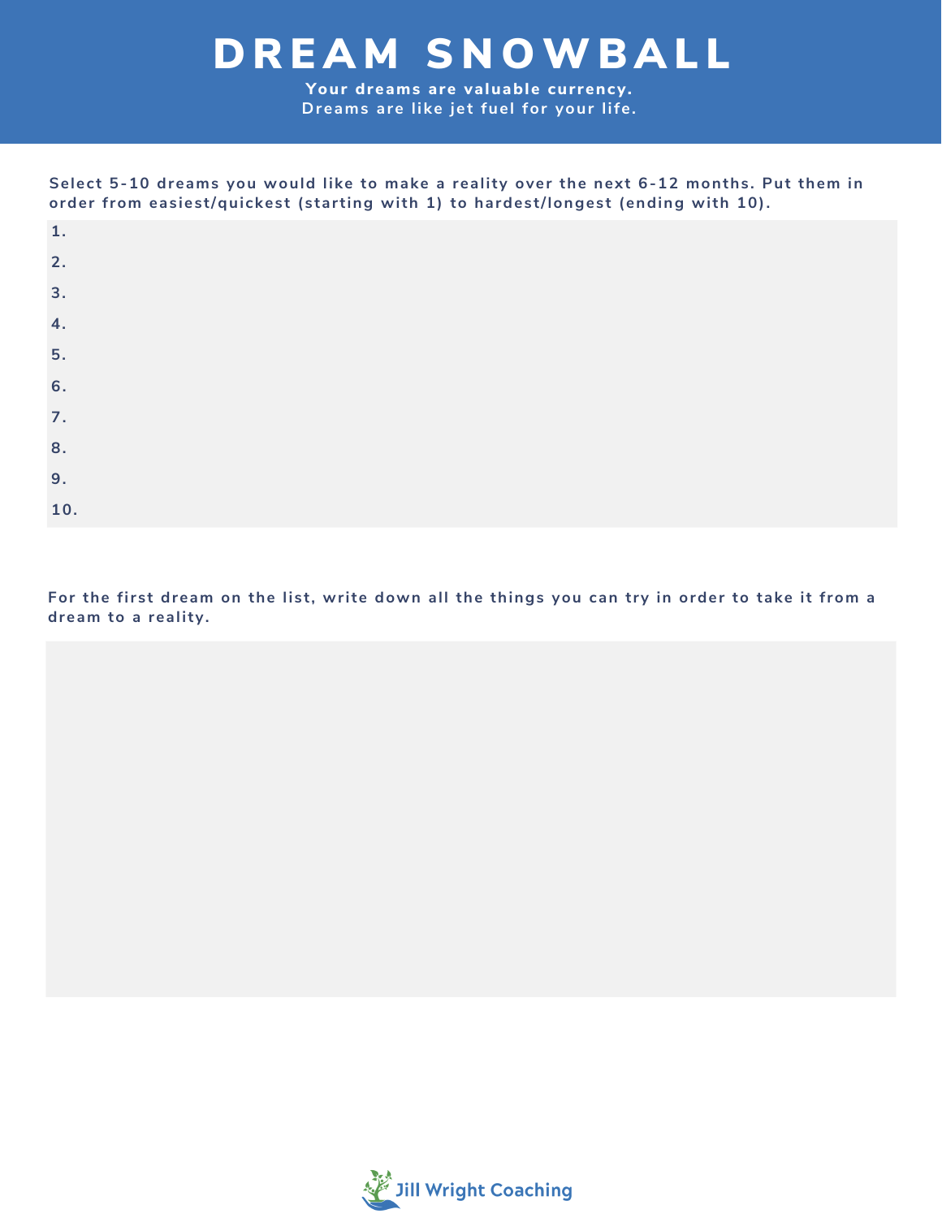# DREAM SNOWBALL

**Your dreams are valuable currency.**
**Dreams are like jet fuel for your life.**

**Select 5-10 dreams you would like to make a reality over the next 6-12 months. Put them in order from easiest/quickest (starting with 1) to hardest/longest (ending with 10).**

1.
2.
3.
4.
5.
6.
7.
8.
9.
10.

**For the first dream on the list, write down all the things you can try in order to take it from a dream to a reality.**

Jill Wright Coaching